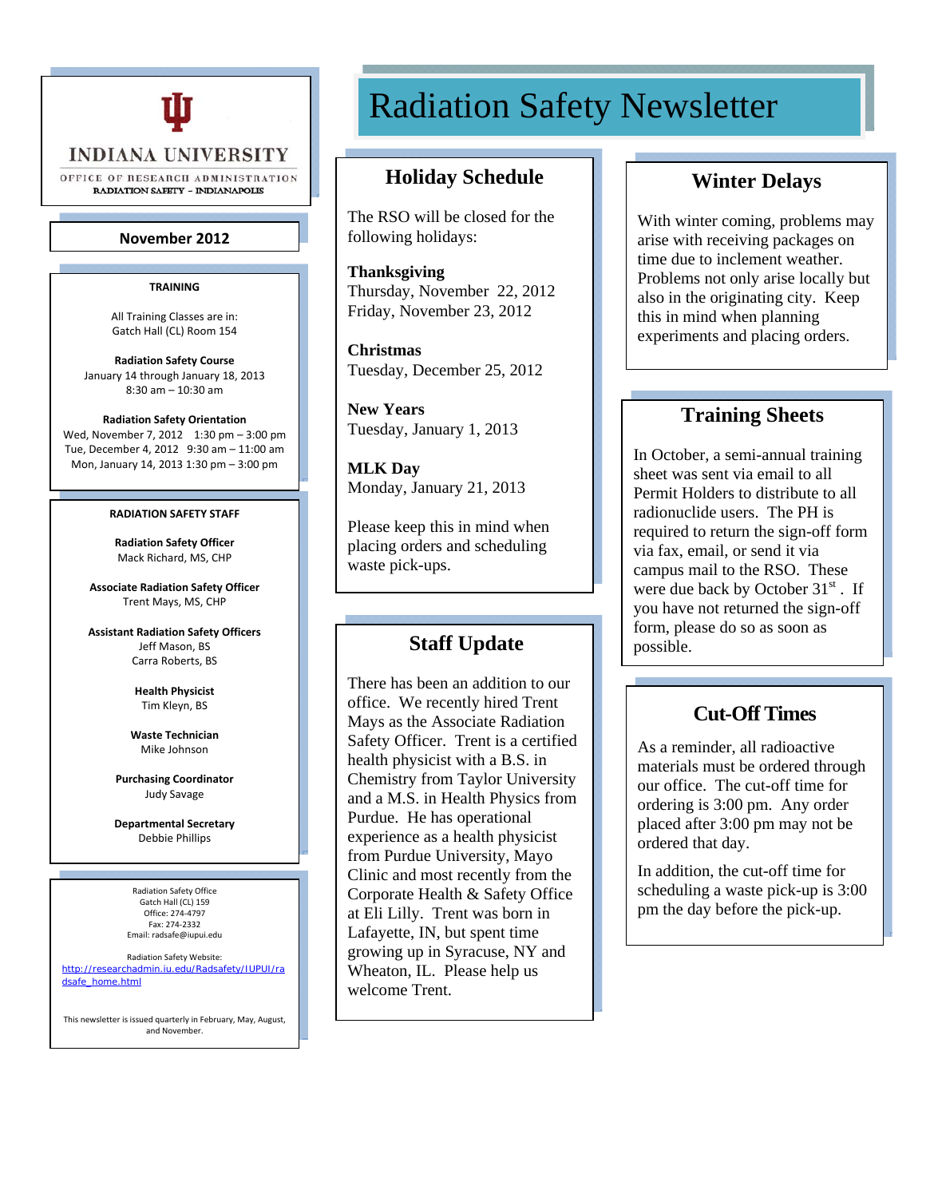INDIANA UNIVERSITY

OFFICE OF RESEARCH ADMINISTRATION

RADIATION SAFETY – INDIANAPOLIS

**November 2012**

**TRAINING**

All Training Classes are in:
Gatch Hall (CL) Room 154

**Radiation Safety Course**
January 14 through January 18, 2013
8:30 am – 10:30 am

**Radiation Safety Orientation**
Wed, November 7, 2012 1:30 pm – 3:00 pm
Tue, December 4, 2012 9:30 am – 11:00 am
Mon, January 14, 2013 1:30 pm – 3:00 pm

**RADIATION SAFETY STAFF**

**Radiation Safety Officer**
Mack Richard, MS, CHP

**Associate Radiation Safety Officer**
Trent Mays, MS, CHP

**Assistant Radiation Safety Officers**
Jeff Mason, BS
Carra Roberts, BS

**Health Physicist**
Tim Kleyn, BS

**Waste Technician**
Mike Johnson

**Purchasing Coordinator**
Judy Savage

**Departmental Secretary**
Debbie Phillips

Radiation Safety Office
Gatch Hall (CL) 159
Office: 274-4797
Fax: 274-2332
Email: radsafe@iupui.edu

Radiation Safety Website:
http://researchadmin.iu.edu/Radsafety/IUPUI/radsafe_home.html

This newsletter is issued quarterly in February, May, August, and November.

# Radiation Safety Newsletter

## Holiday Schedule

The RSO will be closed for the following holidays:

**Thanksgiving**
Thursday, November 22, 2012
Friday, November 23, 2012

**Christmas**
Tuesday, December 25, 2012

**New Years**
Tuesday, January 1, 2013

**MLK Day**
Monday, January 21, 2013

Please keep this in mind when placing orders and scheduling waste pick-ups.

## Staff Update

There has been an addition to our office. We recently hired Trent Mays as the Associate Radiation Safety Officer. Trent is a certified health physicist with a B.S. in Chemistry from Taylor University and a M.S. in Health Physics from Purdue. He has operational experience as a health physicist from Purdue University, Mayo Clinic and most recently from the Corporate Health & Safety Office at Eli Lilly. Trent was born in Lafayette, IN, but spent time growing up in Syracuse, NY and Wheaton, IL. Please help us welcome Trent.

## Winter Delays

With winter coming, problems may arise with receiving packages on time due to inclement weather. Problems not only arise locally but also in the originating city. Keep this in mind when planning experiments and placing orders.

## Training Sheets

In October, a semi-annual training sheet was sent via email to all Permit Holders to distribute to all radionuclide users. The PH is required to return the sign-off form via fax, email, or send it via campus mail to the RSO. These were due back by October 31st. If you have not returned the sign-off form, please do so as soon as possible.

## Cut-Off Times

As a reminder, all radioactive materials must be ordered through our office. The cut-off time for ordering is 3:00 pm. Any order placed after 3:00 pm may not be ordered that day.

In addition, the cut-off time for scheduling a waste pick-up is 3:00 pm the day before the pick-up.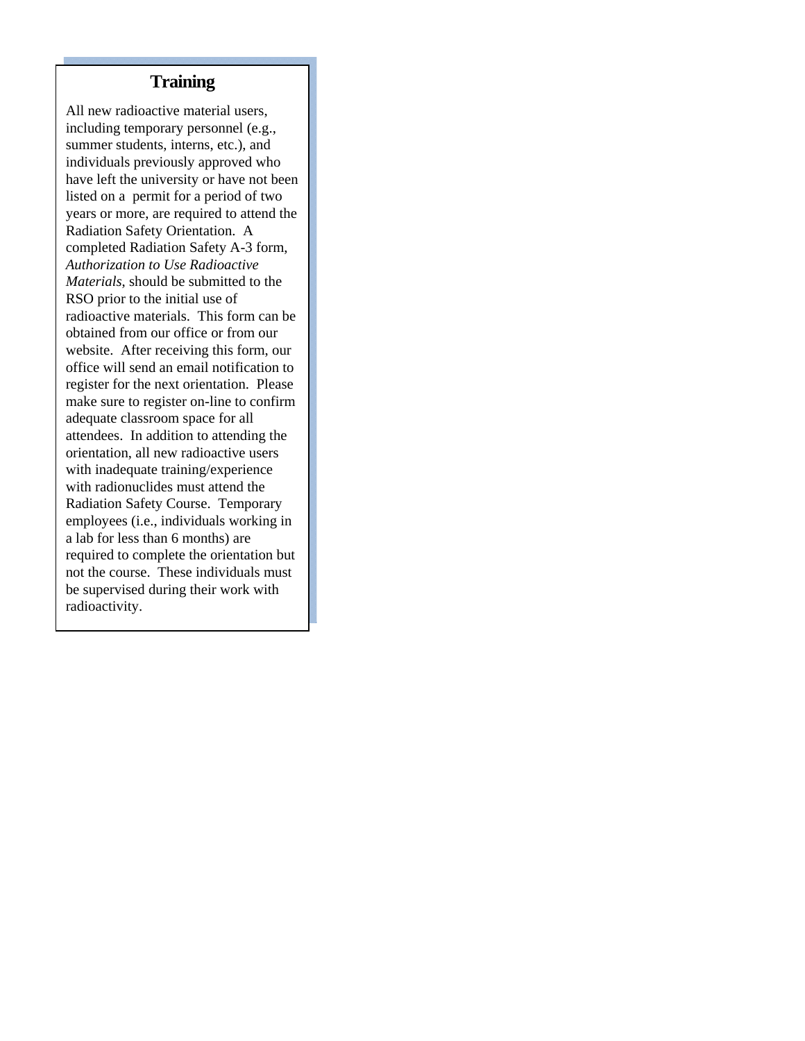## Training

All new radioactive material users, including temporary personnel (e.g., summer students, interns, etc.), and individuals previously approved who have left the university or have not been listed on a permit for a period of two years or more, are required to attend the Radiation Safety Orientation. A completed Radiation Safety A-3 form, *Authorization to Use Radioactive Materials*, should be submitted to the RSO prior to the initial use of radioactive materials. This form can be obtained from our office or from our website. After receiving this form, our office will send an email notification to register for the next orientation. Please make sure to register on-line to confirm adequate classroom space for all attendees. In addition to attending the orientation, all new radioactive users with inadequate training/experience with radionuclides must attend the Radiation Safety Course. Temporary employees (i.e., individuals working in a lab for less than 6 months) are required to complete the orientation but not the course. These individuals must be supervised during their work with radioactivity.